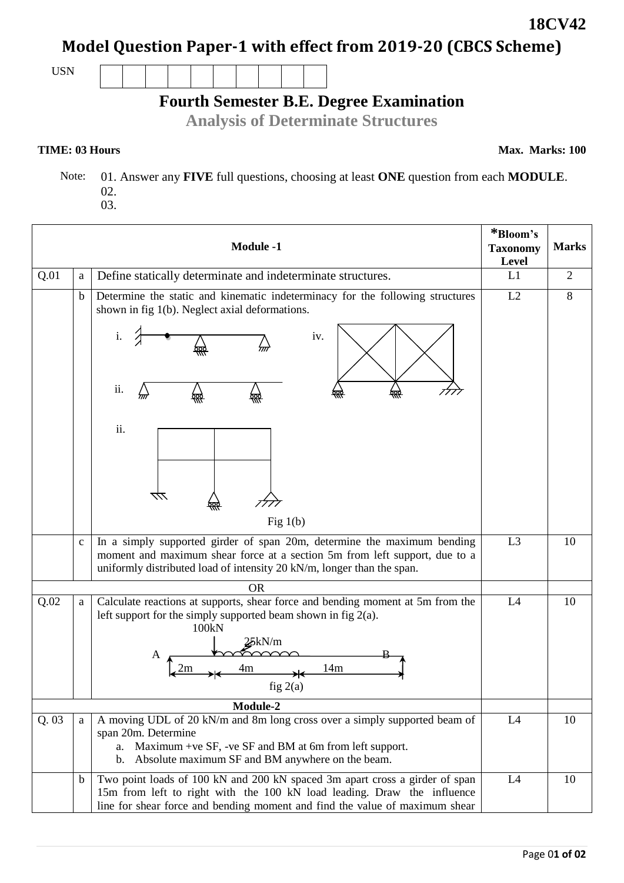**18CV42**

# Model Question Paper-1 with effect from 2019-20 (CBCS Scheme)

USN | | | | | | | | | | |

## Fourth Semester B.E. Degree Examination

### Analysis of Determinate Structures

**TIME: 03 Hours** **Max. Marks: 100**

Note: 01. Answer any **FIVE** full questions, choosing at least **ONE** question from each **MODULE**.
02.
03.

| | | **Module -1** | ***Bloom's Taxonomy Level** | **Marks** |
|---|---|---|---|---|
| Q.01 | a | Define statically determinate and indeterminate structures. | L1 | 2 |
| | b | Determine the static and kinematic indeterminacy for the following structures shown in fig 1(b). Neglect axial deformations. i. ii. ii. iv. Fig 1(b) | L2 | 8 |
| | c | In a simply supported girder of span 20m, determine the maximum bending moment and maximum shear force at a section 5m from left support, due to a uniformly distributed load of intensity 20 kN/m, longer than the span. | L3 | 10 |
| | | OR | | |
| Q.02 | a | Calculate reactions at supports, shear force and bending moment at 5m from the left support for the simply supported beam shown in fig 2(a). 100kN, 25kN/m, A, B, 2m, 4m, 14m. fig 2(a) | L4 | 10 |
| | | **Module-2** | | |
| Q. 03 | a | A moving UDL of 20 kN/m and 8m long cross over a simply supported beam of span 20m. Determine<br>a. Maximum +ve SF, -ve SF and BM at 6m from left support.<br>b. Absolute maximum SF and BM anywhere on the beam. | L4 | 10 |
| | b | Two point loads of 100 kN and 200 kN spaced 3m apart cross a girder of span 15m from left to right with the 100 kN load leading. Draw the influence line for shear force and bending moment and find the value of maximum shear | L4 | 10 |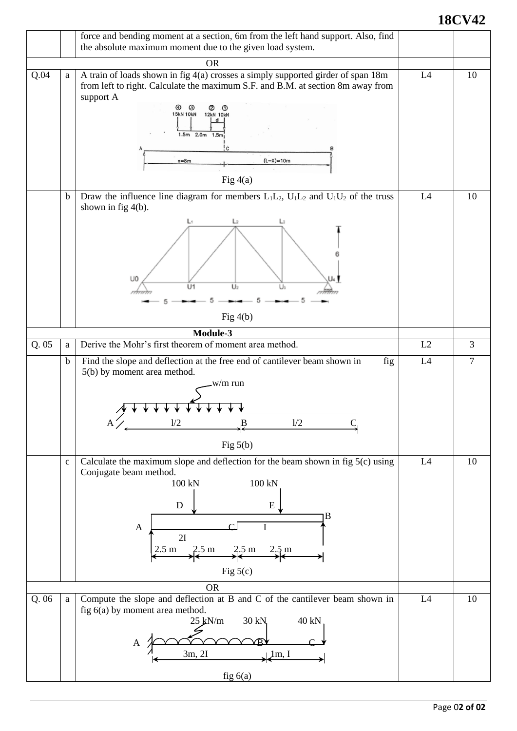| | | | | |
|---|---|---|---|---|
| | | force and bending moment at a section, 6m from the left hand support. Also, find the absolute maximum moment due to the given load system. | | |
| | | OR | | |
| Q.04 | a | A train of loads shown in fig 4(a) crosses a simply supported girder of span 18m from left to right. Calculate the maximum S.F. and B.M. at section 8m away from support A<br><br>Fig 4(a) | L4 | 10 |
| | b | Draw the influence line diagram for members $L_1L_2$, $U_1L_2$ and $U_1U_2$ of the truss shown in fig 4(b).<br><br>Fig 4(b) | L4 | 10 |
| | | **Module-3** | | |
| Q. 05 | a | Derive the Mohr's first theorem of moment area method. | L2 | 3 |
| | b | Find the slope and deflection at the free end of cantilever beam shown in fig 5(b) by moment area method.<br><br>Fig 5(b) | L4 | 7 |
| | c | Calculate the maximum slope and deflection for the beam shown in fig 5(c) using Conjugate beam method.<br><br>Fig 5(c) | L4 | 10 |
| | | OR | | |
| Q. 06 | a | Compute the slope and deflection at B and C of the cantilever beam shown in fig 6(a) by moment area method.<br><br>fig 6(a) | L4 | 10 |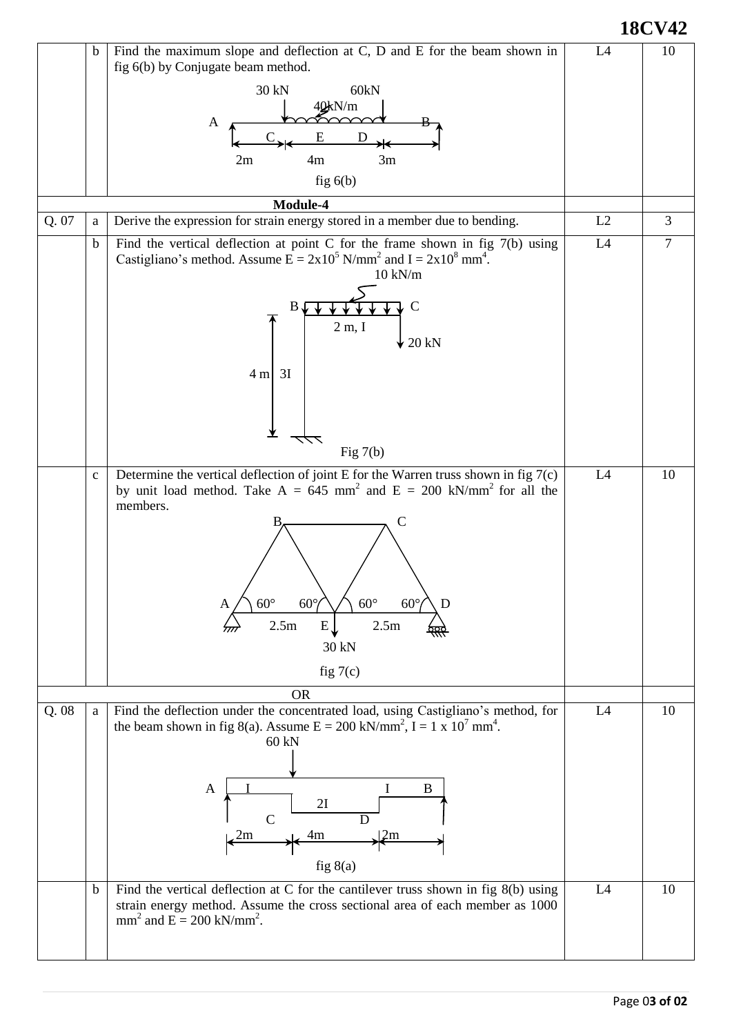| | | | | |
|---|---|---|---|---|
| | b | Find the maximum slope and deflection at C, D and E for the beam shown in fig 6(b) by Conjugate beam method. <br> 30 kN 60kN 40kN/m A B C E D 2m 4m 3m <br> fig 6(b) | L4 | 10 |
| | | **Module-4** | | |
| Q. 07 | a | Derive the expression for strain energy stored in a member due to bending. | L2 | 3 |
| | b | Find the vertical deflection at point C for the frame shown in fig 7(b) using Castigliano's method. Assume $E = 2x10^5$ N/mm$^2$ and $I = 2x10^8$ mm$^4$. <br> 10 kN/m B C 2 m, I 20 kN 4 m 3I <br> Fig 7(b) | L4 | 7 |
| | c | Determine the vertical deflection of joint E for the Warren truss shown in fig 7(c) by unit load method. Take A = 645 mm$^2$ and E = 200 kN/mm$^2$ for all the members. <br> B C A 60° 60° 60° 60° D 2.5m E 2.5m 30 kN <br> fig 7(c) | L4 | 10 |
| | | OR | | |
| Q. 08 | a | Find the deflection under the concentrated load, using Castigliano's method, for the beam shown in fig 8(a). Assume E = 200 kN/mm$^2$, I = 1 x 10$^7$ mm$^4$. <br> 60 kN A I I B 2I C D 2m 4m 2m <br> fig 8(a) | L4 | 10 |
| | b | Find the vertical deflection at C for the cantilever truss shown in fig 8(b) using strain energy method. Assume the cross sectional area of each member as 1000 mm$^2$ and E = 200 kN/mm$^2$. | L4 | 10 |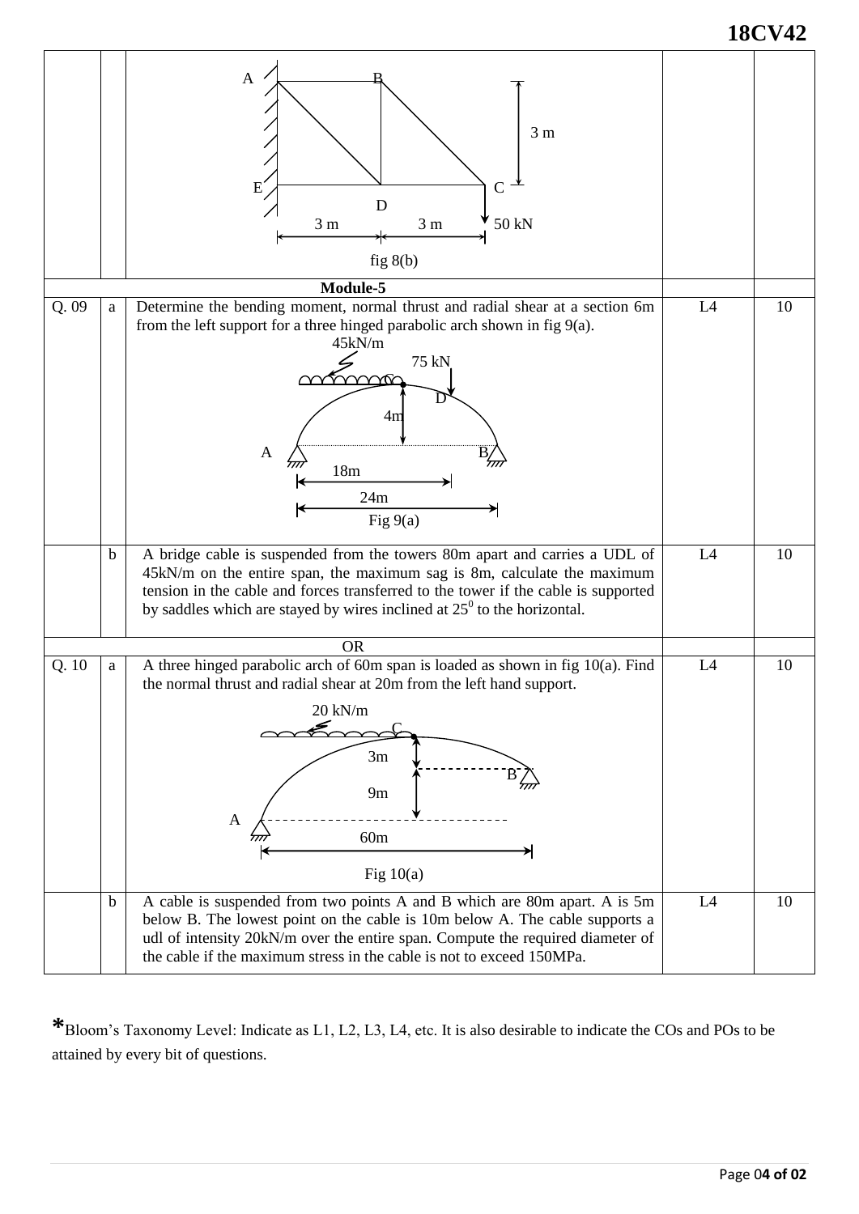| | | | | |
|---|---|---|---|---|
| | | A B 3 m E C D 3 m 3 m 50 kN<br>fig 8(b) | | |
| | | **Module-5** | | |
| Q. 09 | a | Determine the bending moment, normal thrust and radial shear at a section 6m from the left support for a three hinged parabolic arch shown in fig 9(a).<br>45kN/m 75 kN C D 4m A B 18m 24m<br>Fig 9(a) | L4 | 10 |
| | b | A bridge cable is suspended from the towers 80m apart and carries a UDL of 45kN/m on the entire span, the maximum sag is 8m, calculate the maximum tension in the cable and forces transferred to the tower if the cable is supported by saddles which are stayed by wires inclined at $25^0$ to the horizontal. | L4 | 10 |
| | | OR | | |
| Q. 10 | a | A three hinged parabolic arch of 60m span is loaded as shown in fig 10(a). Find the normal thrust and radial shear at 20m from the left hand support.<br>20 kN/m C 3m B 9m A 60m<br>Fig 10(a) | L4 | 10 |
| | b | A cable is suspended from two points A and B which are 80m apart. A is 5m below B. The lowest point on the cable is 10m below A. The cable supports a udl of intensity 20kN/m over the entire span. Compute the required diameter of the cable if the maximum stress in the cable is not to exceed 150MPa. | L4 | 10 |

*Bloom's Taxonomy Level: Indicate as L1, L2, L3, L4, etc. It is also desirable to indicate the COs and POs to be attained by every bit of questions.